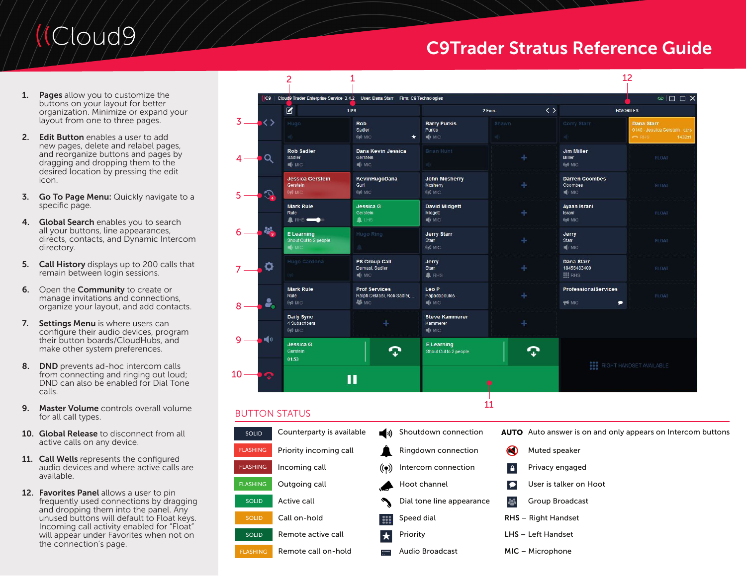# C9Trader Stratus Reference Guide

1. **Pages** allow you to customize the buttons on your layout for better organization. Minimize or expand your layout from one to three pages.
2. **Edit Button** enables a user to add new pages, delete and relabel pages, and reorganize buttons and pages by dragging and dropping them to the desired location by pressing the edit icon.
3. **Go To Page Menu:** Quickly navigate to a specific page.
4. **Global Search** enables you to search all your buttons, line appearances, directs, contacts, and Dynamic Intercom directory.
5. **Call History** displays up to 200 calls that remain between login sessions.
6. Open the **Community** to create or manage invitations and connections, organize your layout, and add contacts.
7. **Settings Menu** is where users can configure their audio devices, program their button boards/CloudHubs, and make other system preferences.
8. **DND** prevents ad-hoc intercom calls from connecting and ringing out loud; DND can also be enabled for Dial Tone calls.
9. **Master Volume** controls overall volume for all call types.
10. **Global Release** to disconnect from all active calls on any device.
11. **Call Wells** represents the configured audio devices and where active calls are available.
12. **Favorites Panel** allows a user to pin frequently used connections by dragging and dropping them into the panel. Any unused buttons will default to Float keys. Incoming call activity enabled for "Float" will appear under Favorites when not on the connection's page.

## BUTTON STATUS

| Status | Meaning |
|---|---|
| SOLID | Counterparty is available |
| FLASHING | Priority incoming call |
| FLASHING | Incoming call |
| FLASHING | Outgoing call |
| SOLID | Active call |
| SOLID | Call on-hold |
| SOLID | Remote active call |
| FLASHING | Remote call on-hold |

| Icon | Meaning |
|---|---|
| Shoutdown | Shoutdown connection |
| Ringdown | Ringdown connection |
| Intercom | Intercom connection |
| Hoot | Hoot channel |
| Dial tone | Dial tone line appearance |
| Speed dial | Speed dial |
| Priority | Priority |
| Audio Broadcast | Audio Broadcast |

| Icon | Meaning |
|---|---|
| AUTO | Auto answer is on and only appears on Intercom buttons |
| Muted speaker | Muted speaker |
| Privacy | Privacy engaged |
| Talker | User is talker on Hoot |
| Group Broadcast | Group Broadcast |
| RHS | Right Handset |
| LHS | Left Handset |
| MIC | Microphone |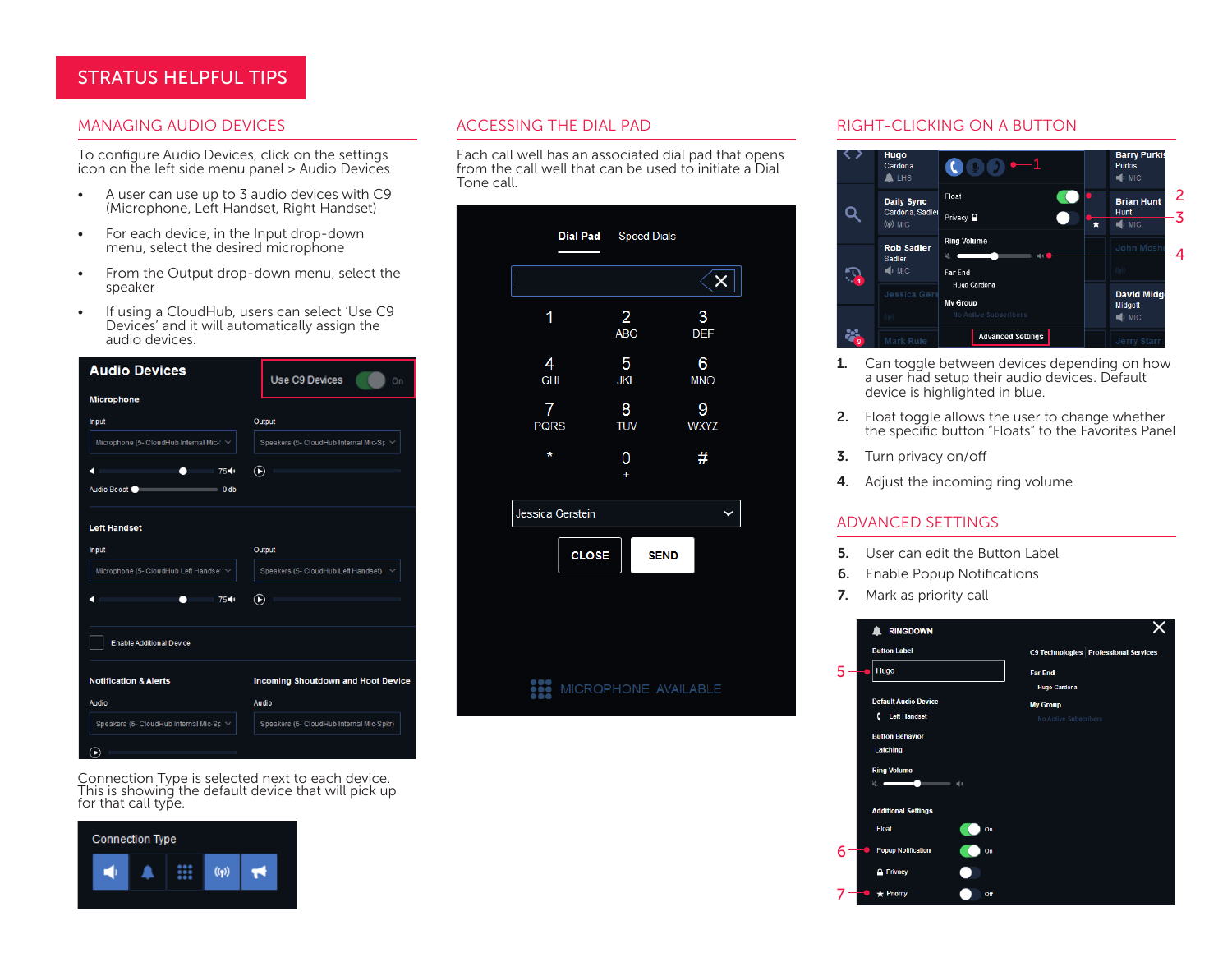# STRATUS HELPFUL TIPS

## MANAGING AUDIO DEVICES

To configure Audio Devices, click on the settings icon on the left side menu panel > Audio Devices

- A user can use up to 3 audio devices with C9 (Microphone, Left Handset, Right Handset)
- For each device, in the Input drop-down menu, select the desired microphone
- From the Output drop-down menu, select the speaker
- If using a CloudHub, users can select 'Use C9 Devices' and it will automatically assign the audio devices.

Connection Type is selected next to each device. This is showing the default device that will pick up for that call type.

## ACCESSING THE DIAL PAD

Each call well has an associated dial pad that opens from the call well that can be used to initiate a Dial Tone call.

## RIGHT-CLICKING ON A BUTTON

1. Can toggle between devices depending on how a user had setup their audio devices. Default device is highlighted in blue.
2. Float toggle allows the user to change whether the specific button "Floats" to the Favorites Panel
3. Turn privacy on/off
4. Adjust the incoming ring volume

## ADVANCED SETTINGS

5. User can edit the Button Label
6. Enable Popup Notifications
7. Mark as priority call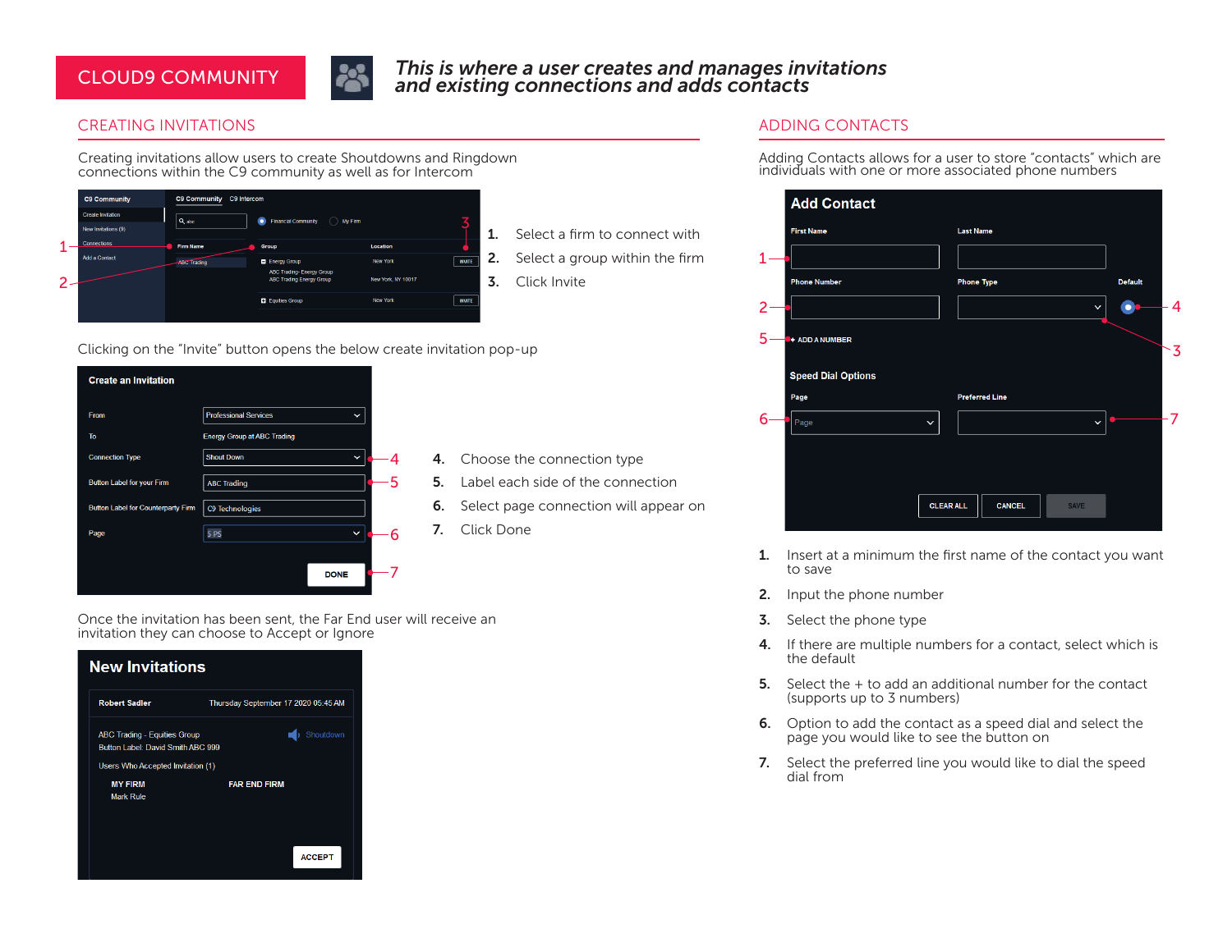# CLOUD9 COMMUNITY

*This is where a user creates and manages invitations and existing connections and adds contacts*

## CREATING INVITATIONS

Creating invitations allow users to create Shoutdowns and Ringdown connections within the C9 community as well as for Intercom

1. Select a firm to connect with
2. Select a group within the firm
3. Click Invite

Clicking on the "Invite" button opens the below create invitation pop-up

4. Choose the connection type
5. Label each side of the connection
6. Select page connection will appear on
7. Click Done

Once the invitation has been sent, the Far End user will receive an invitation they can choose to Accept or Ignore

## ADDING CONTACTS

Adding Contacts allows for a user to store "contacts" which are individuals with one or more associated phone numbers

1. Insert at a minimum the first name of the contact you want to save
2. Input the phone number
3. Select the phone type
4. If there are multiple numbers for a contact, select which is the default
5. Select the + to add an additional number for the contact (supports up to 3 numbers)
6. Option to add the contact as a speed dial and select the page you would like to see the button on
7. Select the preferred line you would like to dial the speed dial from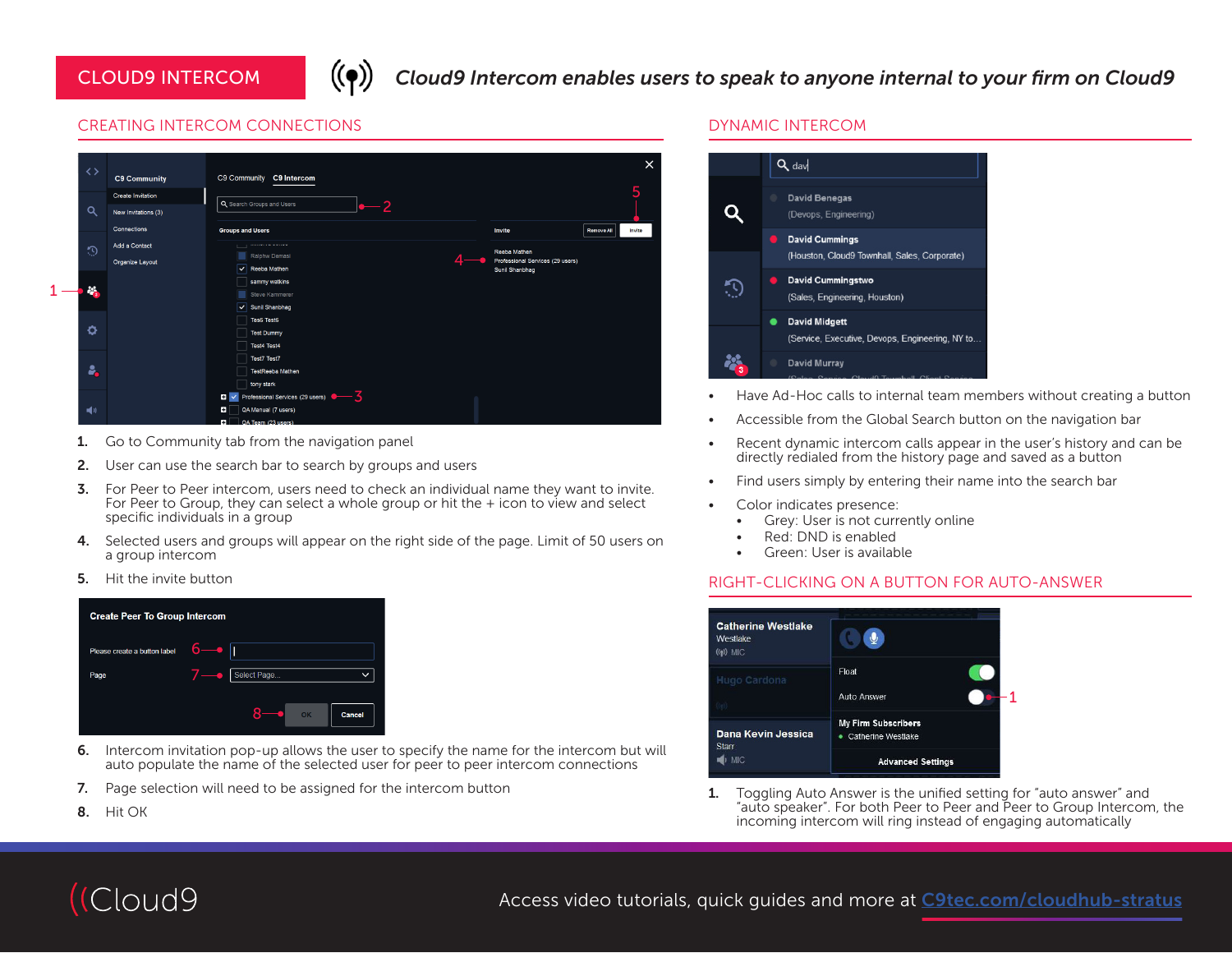# CLOUD9 INTERCOM

*Cloud9 Intercom enables users to speak to anyone internal to your firm on Cloud9*

## CREATING INTERCOM CONNECTIONS

1. Go to Community tab from the navigation panel
2. User can use the search bar to search by groups and users
3. For Peer to Peer intercom, users need to check an individual name they want to invite. For Peer to Group, they can select a whole group or hit the + icon to view and select specific individuals in a group
4. Selected users and groups will appear on the right side of the page. Limit of 50 users on a group intercom
5. Hit the invite button

6. Intercom invitation pop-up allows the user to specify the name for the intercom but will auto populate the name of the selected user for peer to peer intercom connections
7. Page selection will need to be assigned for the intercom button
8. Hit OK

## DYNAMIC INTERCOM

- Have Ad-Hoc calls to internal team members without creating a button
- Accessible from the Global Search button on the navigation bar
- Recent dynamic intercom calls appear in the user's history and can be directly redialed from the history page and saved as a button
- Find users simply by entering their name into the search bar
- Color indicates presence:
  - Grey: User is not currently online
  - Red: DND is enabled
  - Green: User is available

## RIGHT-CLICKING ON A BUTTON FOR AUTO-ANSWER

1. Toggling Auto Answer is the unified setting for "auto answer" and "auto speaker". For both Peer to Peer and Peer to Group Intercom, the incoming intercom will ring instead of engaging automatically

Access video tutorials, quick guides and more at C9tec.com/cloudhub-stratus